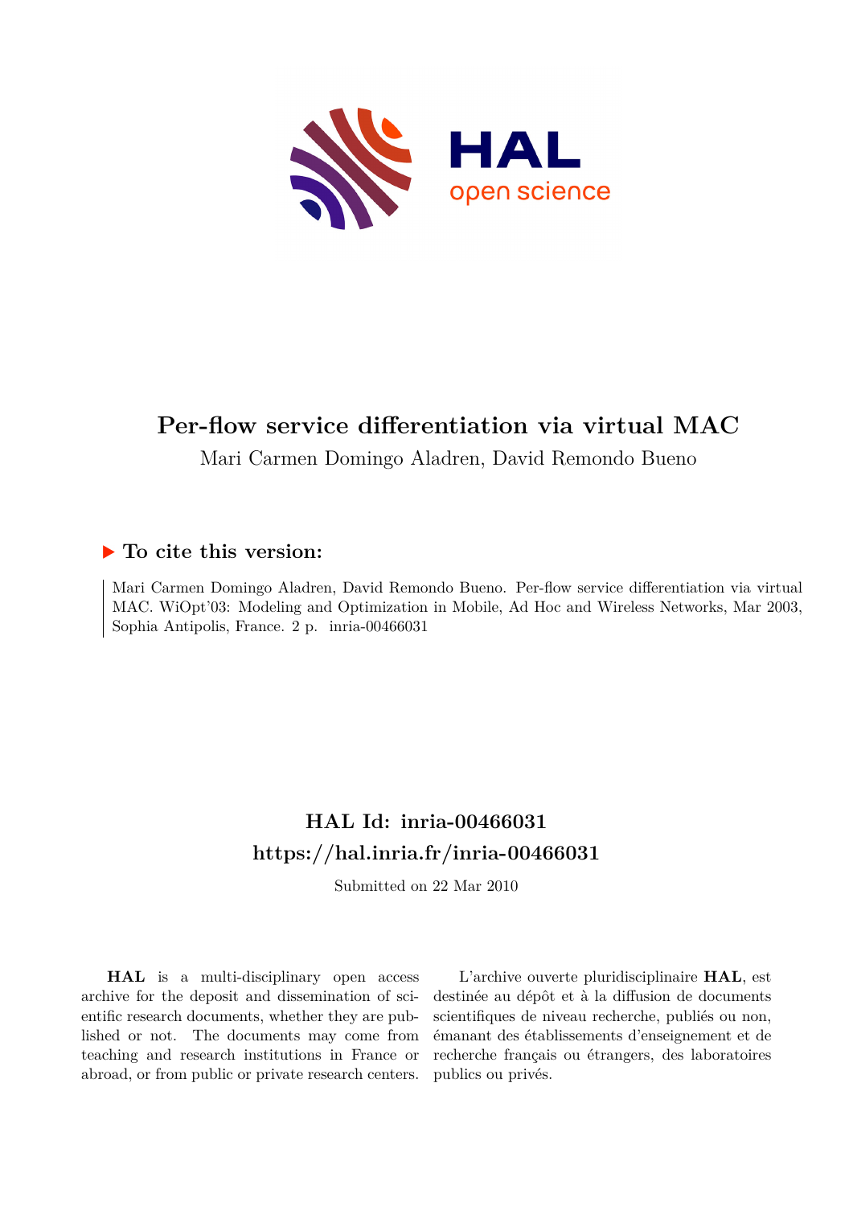# Per-flow service differentiation via virtual MAC

Mari Carmen Domingo Aladren, David Remondo Bueno

## ▶ To cite this version:

Mari Carmen Domingo Aladren, David Remondo Bueno. Per-flow service differentiation via virtual MAC. WiOpt'03: Modeling and Optimization in Mobile, Ad Hoc and Wireless Networks, Mar 2003, Sophia Antipolis, France. 2 p. inria-00466031

## HAL Id: inria-00466031

## https://hal.inria.fr/inria-00466031

Submitted on 22 Mar 2010

**HAL** is a multi-disciplinary open access archive for the deposit and dissemination of scientific research documents, whether they are published or not. The documents may come from teaching and research institutions in France or abroad, or from public or private research centers.

L'archive ouverte pluridisciplinaire **HAL**, est destinée au dépôt et à la diffusion de documents scientifiques de niveau recherche, publiés ou non, émanant des établissements d'enseignement et de recherche français ou étrangers, des laboratoires publics ou privés.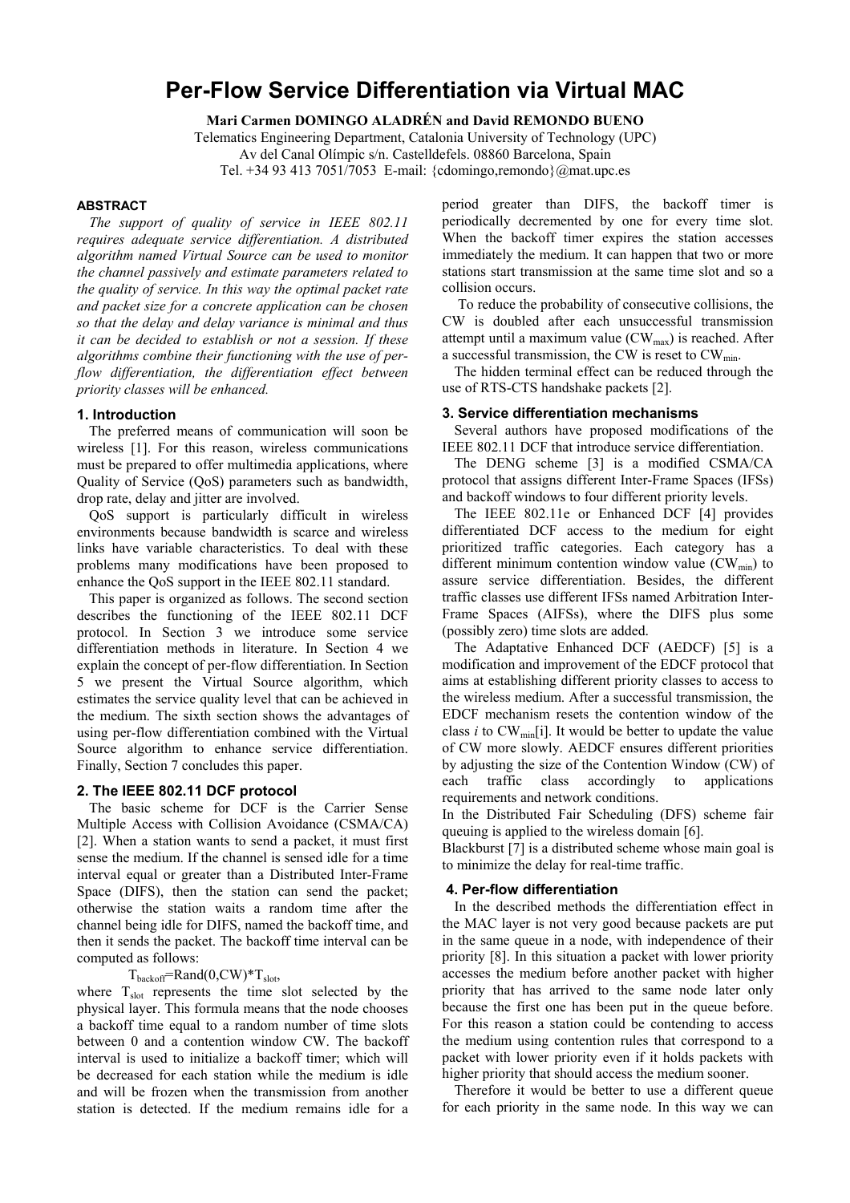# Per-Flow Service Differentiation via Virtual MAC

**Mari Carmen DOMINGO ALADRÉN and David REMONDO BUENO**

Telematics Engineering Department, Catalonia University of Technology (UPC)
Av del Canal Olímpic s/n. Castelldefels. 08860 Barcelona, Spain
Tel. +34 93 413 7051/7053 E-mail: {cdomingo,remondo}@mat.upc.es

#### ABSTRACT

*The support of quality of service in IEEE 802.11 requires adequate service differentiation. A distributed algorithm named Virtual Source can be used to monitor the channel passively and estimate parameters related to the quality of service. In this way the optimal packet rate and packet size for a concrete application can be chosen so that the delay and delay variance is minimal and thus it can be decided to establish or not a session. If these algorithms combine their functioning with the use of per-flow differentiation, the differentiation effect between priority classes will be enhanced.*

### 1. Introduction

The preferred means of communication will soon be wireless [1]. For this reason, wireless communications must be prepared to offer multimedia applications, where Quality of Service (QoS) parameters such as bandwidth, drop rate, delay and jitter are involved.

QoS support is particularly difficult in wireless environments because bandwidth is scarce and wireless links have variable characteristics. To deal with these problems many modifications have been proposed to enhance the QoS support in the IEEE 802.11 standard.

This paper is organized as follows. The second section describes the functioning of the IEEE 802.11 DCF protocol. In Section 3 we introduce some service differentiation methods in literature. In Section 4 we explain the concept of per-flow differentiation. In Section 5 we present the Virtual Source algorithm, which estimates the service quality level that can be achieved in the medium. The sixth section shows the advantages of using per-flow differentiation combined with the Virtual Source algorithm to enhance service differentiation. Finally, Section 7 concludes this paper.

### 2. The IEEE 802.11 DCF protocol

The basic scheme for DCF is the Carrier Sense Multiple Access with Collision Avoidance (CSMA/CA) [2]. When a station wants to send a packet, it must first sense the medium. If the channel is sensed idle for a time interval equal or greater than a Distributed Inter-Frame Space (DIFS), then the station can send the packet; otherwise the station waits a random time after the channel being idle for DIFS, named the backoff time, and then it sends the packet. The backoff time interval can be computed as follows:

$$T_{backoff}=Rand(0,CW)*T_{slot},$$

where $T_{slot}$ represents the time slot selected by the physical layer. This formula means that the node chooses a backoff time equal to a random number of time slots between 0 and a contention window CW. The backoff interval is used to initialize a backoff timer; which will be decreased for each station while the medium is idle and will be frozen when the transmission from another station is detected. If the medium remains idle for a period greater than DIFS, the backoff timer is periodically decremented by one for every time slot. When the backoff timer expires the station accesses immediately the medium. It can happen that two or more stations start transmission at the same time slot and so a collision occurs.

To reduce the probability of consecutive collisions, the CW is doubled after each unsuccessful transmission attempt until a maximum value ($CW_{max}$) is reached. After a successful transmission, the CW is reset to $CW_{min}$.

The hidden terminal effect can be reduced through the use of RTS-CTS handshake packets [2].

### 3. Service differentiation mechanisms

Several authors have proposed modifications of the IEEE 802.11 DCF that introduce service differentiation.

The DENG scheme [3] is a modified CSMA/CA protocol that assigns different Inter-Frame Spaces (IFSs) and backoff windows to four different priority levels.

The IEEE 802.11e or Enhanced DCF [4] provides differentiated DCF access to the medium for eight prioritized traffic categories. Each category has a different minimum contention window value ($CW_{min}$) to assure service differentiation. Besides, the different traffic classes use different IFSs named Arbitration Inter-Frame Spaces (AIFSs), where the DIFS plus some (possibly zero) time slots are added.

The Adaptative Enhanced DCF (AEDCF) [5] is a modification and improvement of the EDCF protocol that aims at establishing different priority classes to access to the wireless medium. After a successful transmission, the EDCF mechanism resets the contention window of the class *i* to $CW_{min}[i]$. It would be better to update the value of CW more slowly. AEDCF ensures different priorities by adjusting the size of the Contention Window (CW) of each traffic class accordingly to applications requirements and network conditions.

In the Distributed Fair Scheduling (DFS) scheme fair queuing is applied to the wireless domain [6].

Blackburst [7] is a distributed scheme whose main goal is to minimize the delay for real-time traffic.

### 4. Per-flow differentiation

In the described methods the differentiation effect in the MAC layer is not very good because packets are put in the same queue in a node, with independence of their priority [8]. In this situation a packet with lower priority accesses the medium before another packet with higher priority that has arrived to the same node later only because the first one has been put in the queue before. For this reason a station could be contending to access the medium using contention rules that correspond to a packet with lower priority even if it holds packets with higher priority that should access the medium sooner.

Therefore it would be better to use a different queue for each priority in the same node. In this way we can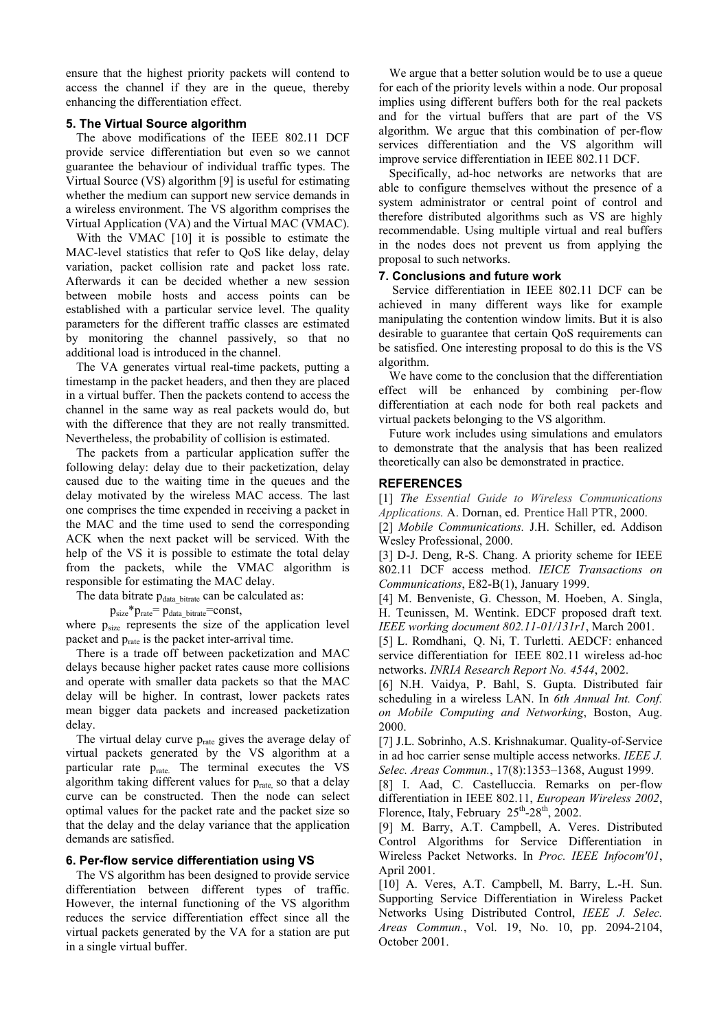ensure that the highest priority packets will contend to access the channel if they are in the queue, thereby enhancing the differentiation effect.

## 5. The Virtual Source algorithm

The above modifications of the IEEE 802.11 DCF provide service differentiation but even so we cannot guarantee the behaviour of individual traffic types. The Virtual Source (VS) algorithm [9] is useful for estimating whether the medium can support new service demands in a wireless environment. The VS algorithm comprises the Virtual Application (VA) and the Virtual MAC (VMAC).

With the VMAC [10] it is possible to estimate the MAC-level statistics that refer to QoS like delay, delay variation, packet collision rate and packet loss rate. Afterwards it can be decided whether a new session between mobile hosts and access points can be established with a particular service level. The quality parameters for the different traffic classes are estimated by monitoring the channel passively, so that no additional load is introduced in the channel.

The VA generates virtual real-time packets, putting a timestamp in the packet headers, and then they are placed in a virtual buffer. Then the packets contend to access the channel in the same way as real packets would do, but with the difference that they are not really transmitted. Nevertheless, the probability of collision is estimated.

The packets from a particular application suffer the following delay: delay due to their packetization, delay caused due to the waiting time in the queues and the delay motivated by the wireless MAC access. The last one comprises the time expended in receiving a packet in the MAC and the time used to send the corresponding ACK when the next packet will be serviced. With the help of the VS it is possible to estimate the total delay from the packets, while the VMAC algorithm is responsible for estimating the MAC delay.

The data bitrate $p_{data\_bitrate}$ can be calculated as:

$$p_{size} * p_{rate} = p_{data\_bitrate} = \text{const},$$

where $p_{size}$ represents the size of the application level packet and $p_{rate}$ is the packet inter-arrival time.

There is a trade off between packetization and MAC delays because higher packet rates cause more collisions and operate with smaller data packets so that the MAC delay will be higher. In contrast, lower packets rates mean bigger data packets and increased packetization delay.

The virtual delay curve $p_{rate}$ gives the average delay of virtual packets generated by the VS algorithm at a particular rate $p_{rate}$. The terminal executes the VS algorithm taking different values for $p_{rate}$, so that a delay curve can be constructed. Then the node can select optimal values for the packet rate and the packet size so that the delay and the delay variance that the application demands are satisfied.

## 6. Per-flow service differentiation using VS

The VS algorithm has been designed to provide service differentiation between different types of traffic. However, the internal functioning of the VS algorithm reduces the service differentiation effect since all the virtual packets generated by the VA for a station are put in a single virtual buffer.

We argue that a better solution would be to use a queue for each of the priority levels within a node. Our proposal implies using different buffers both for the real packets and for the virtual buffers that are part of the VS algorithm. We argue that this combination of per-flow services differentiation and the VS algorithm will improve service differentiation in IEEE 802.11 DCF.

Specifically, ad-hoc networks are networks that are able to configure themselves without the presence of a system administrator or central point of control and therefore distributed algorithms such as VS are highly recommendable. Using multiple virtual and real buffers in the nodes does not prevent us from applying the proposal to such networks.

## 7. Conclusions and future work

Service differentiation in IEEE 802.11 DCF can be achieved in many different ways like for example manipulating the contention window limits. But it is also desirable to guarantee that certain QoS requirements can be satisfied. One interesting proposal to do this is the VS algorithm.

We have come to the conclusion that the differentiation effect will be enhanced by combining per-flow differentiation at each node for both real packets and virtual packets belonging to the VS algorithm.

Future work includes using simulations and emulators to demonstrate that the analysis that has been realized theoretically can also be demonstrated in practice.

## REFERENCES

[1] *The Essential Guide to Wireless Communications Applications.* A. Dornan, ed. Prentice Hall PTR, 2000.

[2] *Mobile Communications.* J.H. Schiller, ed. Addison Wesley Professional, 2000.

[3] D-J. Deng, R-S. Chang. A priority scheme for IEEE 802.11 DCF access method. *IEICE Transactions on Communications*, E82-B(1), January 1999.

[4] M. Benveniste, G. Chesson, M. Hoeben, A. Singla, H. Teunissen, M. Wentink. EDCF proposed draft text*. IEEE working document 802.11-01/131r1*, March 2001.

[5] L. Romdhani, Q. Ni, T. Turletti. AEDCF: enhanced service differentiation for IEEE 802.11 wireless ad-hoc networks. *INRIA Research Report No. 4544*, 2002.

[6] N.H. Vaidya, P. Bahl, S. Gupta. Distributed fair scheduling in a wireless LAN. In *6th Annual Int. Conf. on Mobile Computing and Networking*, Boston, Aug. 2000.

[7] J.L. Sobrinho, A.S. Krishnakumar. Quality-of-Service in ad hoc carrier sense multiple access networks. *IEEE J. Selec. Areas Commun.*, 17(8):1353–1368, August 1999.

[8] I. Aad, C. Castelluccia. Remarks on per-flow differentiation in IEEE 802.11, *European Wireless 2002*, Florence, Italy, February 25th-28th, 2002.

[9] M. Barry, A.T. Campbell, A. Veres. Distributed Control Algorithms for Service Differentiation in Wireless Packet Networks. In *Proc. IEEE Infocom'01*, April 2001.

[10] A. Veres, A.T. Campbell, M. Barry, L.-H. Sun. Supporting Service Differentiation in Wireless Packet Networks Using Distributed Control, *IEEE J. Selec. Areas Commun.*, Vol. 19, No. 10, pp. 2094-2104, October 2001.